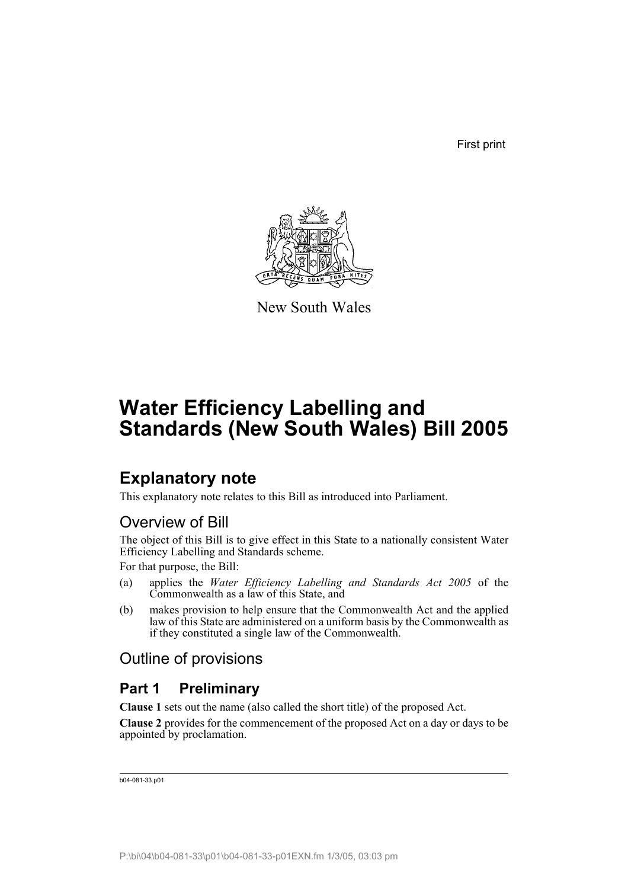First print

New South Wales

# Water Efficiency Labelling and Standards (New South Wales) Bill 2005

## Explanatory note

This explanatory note relates to this Bill as introduced into Parliament.

### Overview of Bill

The object of this Bill is to give effect in this State to a nationally consistent Water Efficiency Labelling and Standards scheme.

For that purpose, the Bill:

(a) applies the *Water Efficiency Labelling and Standards Act 2005* of the Commonwealth as a law of this State, and

(b) makes provision to help ensure that the Commonwealth Act and the applied law of this State are administered on a uniform basis by the Commonwealth as if they constituted a single law of the Commonwealth.

### Outline of provisions

## Part 1 Preliminary

**Clause 1** sets out the name (also called the short title) of the proposed Act.

**Clause 2** provides for the commencement of the proposed Act on a day or days to be appointed by proclamation.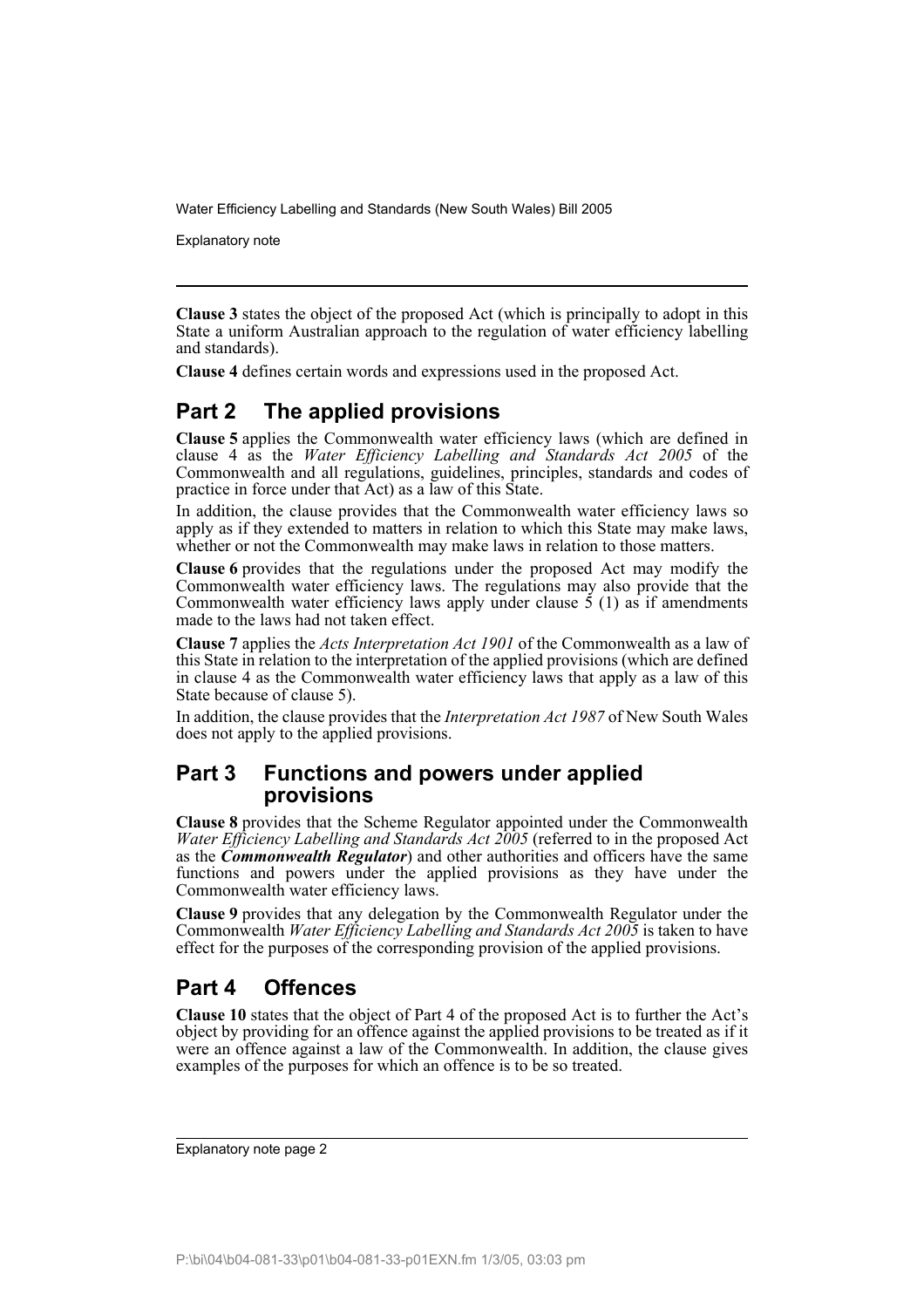**Clause 3** states the object of the proposed Act (which is principally to adopt in this State a uniform Australian approach to the regulation of water efficiency labelling and standards).

**Clause 4** defines certain words and expressions used in the proposed Act.

## Part 2 The applied provisions

**Clause 5** applies the Commonwealth water efficiency laws (which are defined in clause 4 as the *Water Efficiency Labelling and Standards Act 2005* of the Commonwealth and all regulations, guidelines, principles, standards and codes of practice in force under that Act) as a law of this State.

In addition, the clause provides that the Commonwealth water efficiency laws so apply as if they extended to matters in relation to which this State may make laws, whether or not the Commonwealth may make laws in relation to those matters.

**Clause 6** provides that the regulations under the proposed Act may modify the Commonwealth water efficiency laws. The regulations may also provide that the Commonwealth water efficiency laws apply under clause 5 (1) as if amendments made to the laws had not taken effect.

**Clause 7** applies the *Acts Interpretation Act 1901* of the Commonwealth as a law of this State in relation to the interpretation of the applied provisions (which are defined in clause 4 as the Commonwealth water efficiency laws that apply as a law of this State because of clause 5).

In addition, the clause provides that the *Interpretation Act 1987* of New South Wales does not apply to the applied provisions.

## Part 3 Functions and powers under applied provisions

**Clause 8** provides that the Scheme Regulator appointed under the Commonwealth *Water Efficiency Labelling and Standards Act 2005* (referred to in the proposed Act as the ***Commonwealth Regulator***) and other authorities and officers have the same functions and powers under the applied provisions as they have under the Commonwealth water efficiency laws.

**Clause 9** provides that any delegation by the Commonwealth Regulator under the Commonwealth *Water Efficiency Labelling and Standards Act 2005* is taken to have effect for the purposes of the corresponding provision of the applied provisions.

## Part 4 Offences

**Clause 10** states that the object of Part 4 of the proposed Act is to further the Act's object by providing for an offence against the applied provisions to be treated as if it were an offence against a law of the Commonwealth. In addition, the clause gives examples of the purposes for which an offence is to be so treated.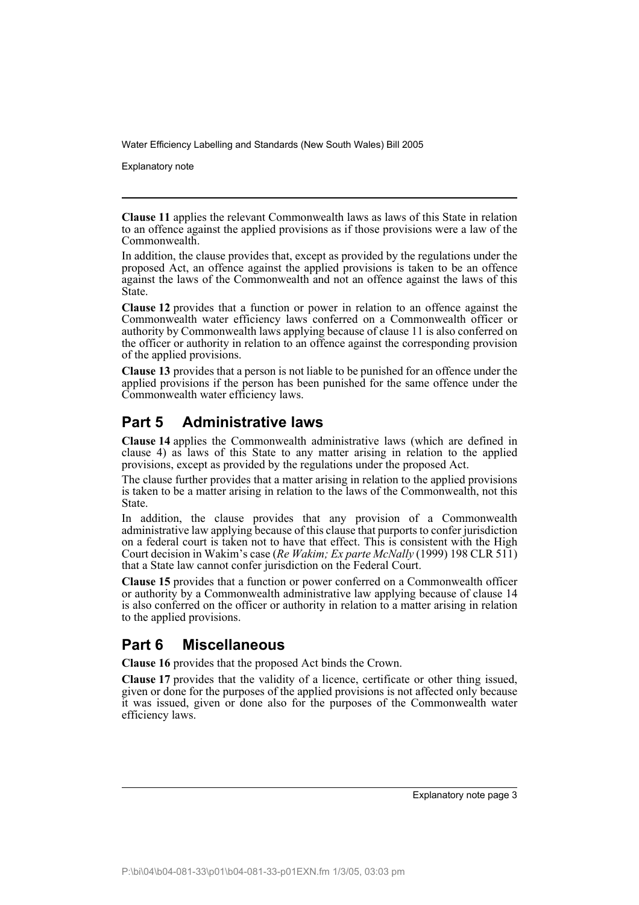**Clause 11** applies the relevant Commonwealth laws as laws of this State in relation to an offence against the applied provisions as if those provisions were a law of the Commonwealth.

In addition, the clause provides that, except as provided by the regulations under the proposed Act, an offence against the applied provisions is taken to be an offence against the laws of the Commonwealth and not an offence against the laws of this State.

**Clause 12** provides that a function or power in relation to an offence against the Commonwealth water efficiency laws conferred on a Commonwealth officer or authority by Commonwealth laws applying because of clause 11 is also conferred on the officer or authority in relation to an offence against the corresponding provision of the applied provisions.

**Clause 13** provides that a person is not liable to be punished for an offence under the applied provisions if the person has been punished for the same offence under the Commonwealth water efficiency laws.

## Part 5 Administrative laws

**Clause 14** applies the Commonwealth administrative laws (which are defined in clause 4) as laws of this State to any matter arising in relation to the applied provisions, except as provided by the regulations under the proposed Act.

The clause further provides that a matter arising in relation to the applied provisions is taken to be a matter arising in relation to the laws of the Commonwealth, not this State.

In addition, the clause provides that any provision of a Commonwealth administrative law applying because of this clause that purports to confer jurisdiction on a federal court is taken not to have that effect. This is consistent with the High Court decision in Wakim's case (*Re Wakim; Ex parte McNally* (1999) 198 CLR 511) that a State law cannot confer jurisdiction on the Federal Court.

**Clause 15** provides that a function or power conferred on a Commonwealth officer or authority by a Commonwealth administrative law applying because of clause 14 is also conferred on the officer or authority in relation to a matter arising in relation to the applied provisions.

## Part 6 Miscellaneous

**Clause 16** provides that the proposed Act binds the Crown.

**Clause 17** provides that the validity of a licence, certificate or other thing issued, given or done for the purposes of the applied provisions is not affected only because it was issued, given or done also for the purposes of the Commonwealth water efficiency laws.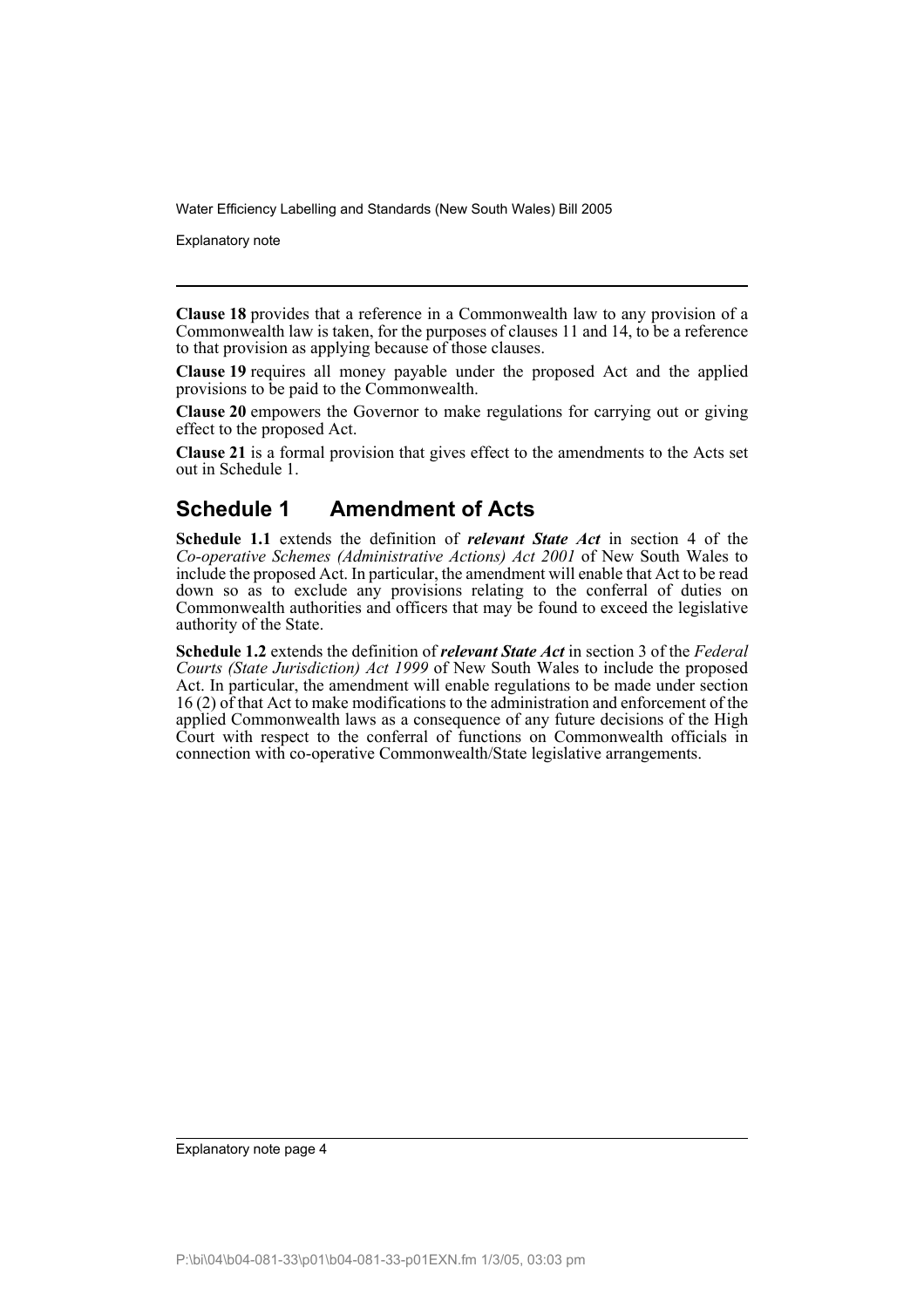**Clause 18** provides that a reference in a Commonwealth law to any provision of a Commonwealth law is taken, for the purposes of clauses 11 and 14, to be a reference to that provision as applying because of those clauses.

**Clause 19** requires all money payable under the proposed Act and the applied provisions to be paid to the Commonwealth.

**Clause 20** empowers the Governor to make regulations for carrying out or giving effect to the proposed Act.

**Clause 21** is a formal provision that gives effect to the amendments to the Acts set out in Schedule 1.

## Schedule 1 Amendment of Acts

**Schedule 1.1** extends the definition of ***relevant State Act*** in section 4 of the *Co-operative Schemes (Administrative Actions) Act 2001* of New South Wales to include the proposed Act. In particular, the amendment will enable that Act to be read down so as to exclude any provisions relating to the conferral of duties on Commonwealth authorities and officers that may be found to exceed the legislative authority of the State.

**Schedule 1.2** extends the definition of ***relevant State Act*** in section 3 of the *Federal Courts (State Jurisdiction) Act 1999* of New South Wales to include the proposed Act. In particular, the amendment will enable regulations to be made under section 16 (2) of that Act to make modifications to the administration and enforcement of the applied Commonwealth laws as a consequence of any future decisions of the High Court with respect to the conferral of functions on Commonwealth officials in connection with co-operative Commonwealth/State legislative arrangements.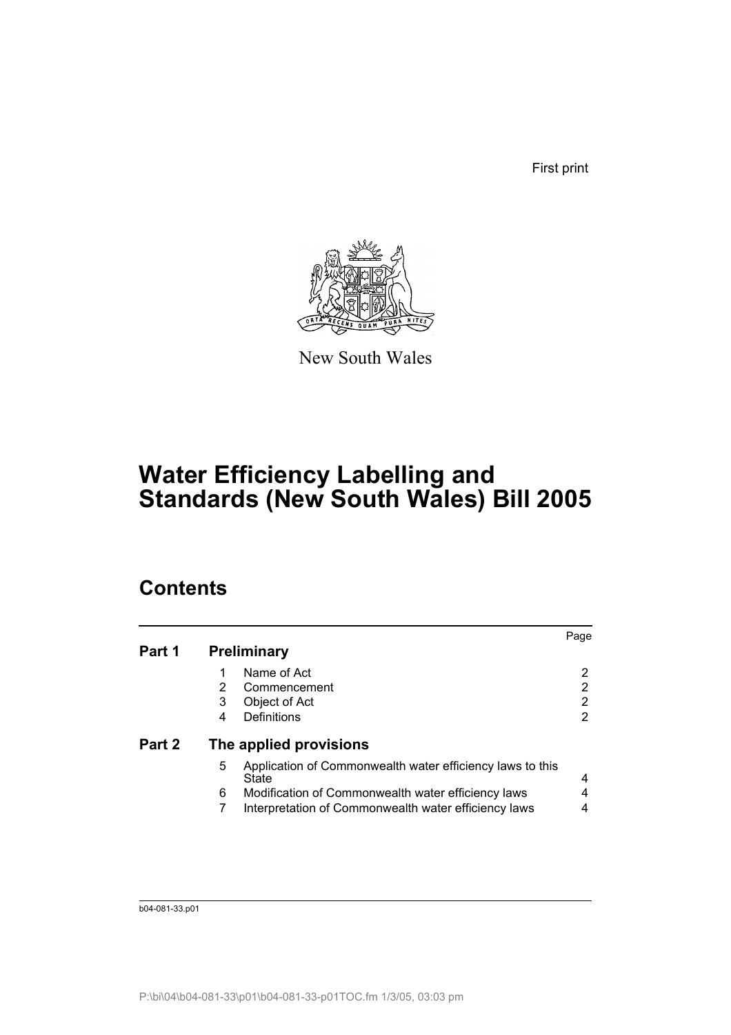First print

New South Wales

# Water Efficiency Labelling and Standards (New South Wales) Bill 2005

## Contents

| | | | Page |
|---|---|---|---|
| **Part 1** | **Preliminary** | | |
| | 1 | Name of Act | 2 |
| | 2 | Commencement | 2 |
| | 3 | Object of Act | 2 |
| | 4 | Definitions | 2 |
| **Part 2** | **The applied provisions** | | |
| | 5 | Application of Commonwealth water efficiency laws to this State | 4 |
| | 6 | Modification of Commonwealth water efficiency laws | 4 |
| | 7 | Interpretation of Commonwealth water efficiency laws | 4 |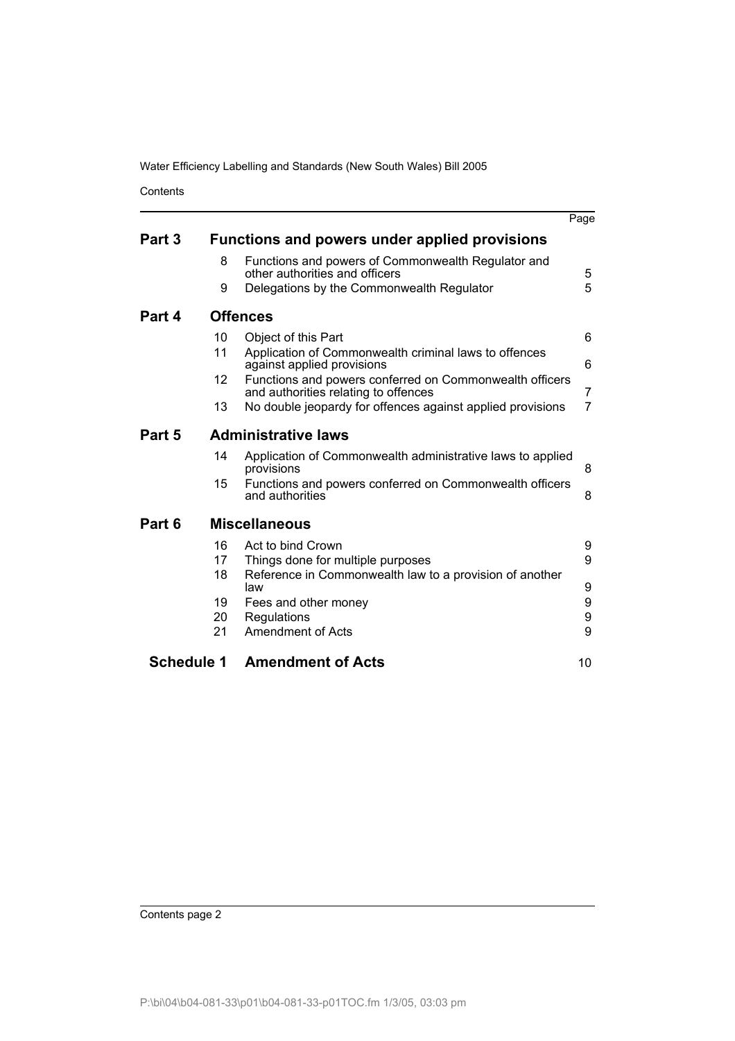| | | | Page |
|---|---|---|---|
| **Part 3** | **Functions and powers under applied provisions** | | |
| | 8 | Functions and powers of Commonwealth Regulator and other authorities and officers | 5 |
| | 9 | Delegations by the Commonwealth Regulator | 5 |
| **Part 4** | **Offences** | | |
| | 10 | Object of this Part | 6 |
| | 11 | Application of Commonwealth criminal laws to offences against applied provisions | 6 |
| | 12 | Functions and powers conferred on Commonwealth officers and authorities relating to offences | 7 |
| | 13 | No double jeopardy for offences against applied provisions | 7 |
| **Part 5** | **Administrative laws** | | |
| | 14 | Application of Commonwealth administrative laws to applied provisions | 8 |
| | 15 | Functions and powers conferred on Commonwealth officers and authorities | 8 |
| **Part 6** | **Miscellaneous** | | |
| | 16 | Act to bind Crown | 9 |
| | 17 | Things done for multiple purposes | 9 |
| | 18 | Reference in Commonwealth law to a provision of another law | 9 |
| | 19 | Fees and other money | 9 |
| | 20 | Regulations | 9 |
| | 21 | Amendment of Acts | 9 |
| **Schedule 1** | **Amendment of Acts** | | 10 |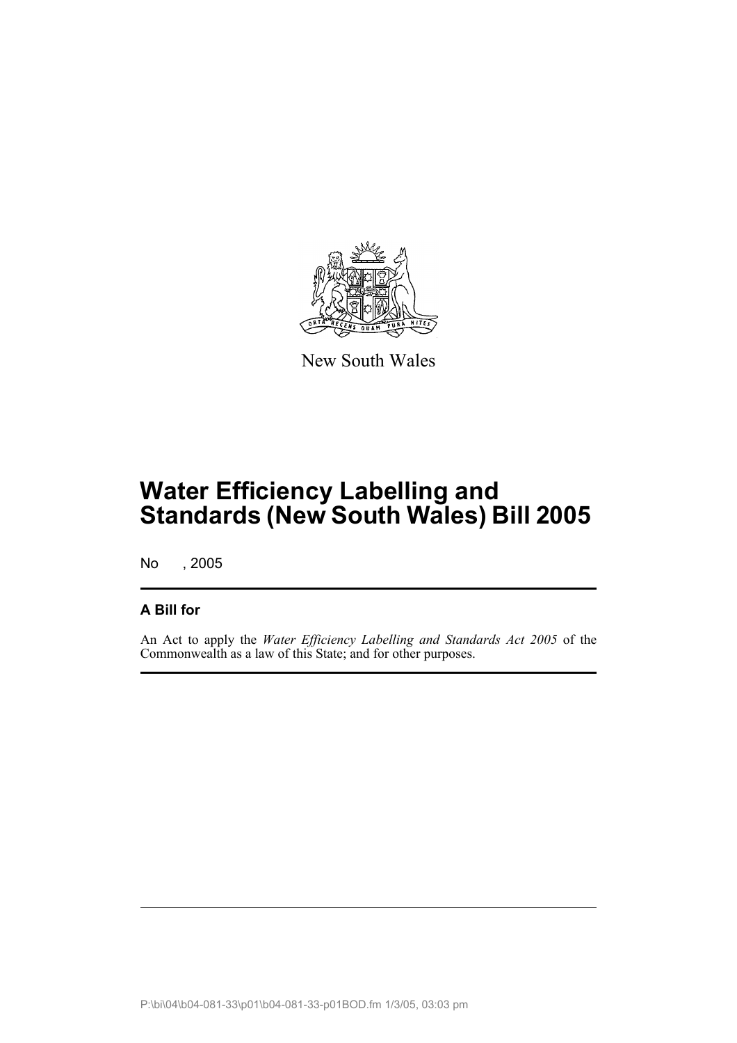New South Wales

# Water Efficiency Labelling and Standards (New South Wales) Bill 2005

No , 2005

## A Bill for

An Act to apply the *Water Efficiency Labelling and Standards Act 2005* of the Commonwealth as a law of this State; and for other purposes.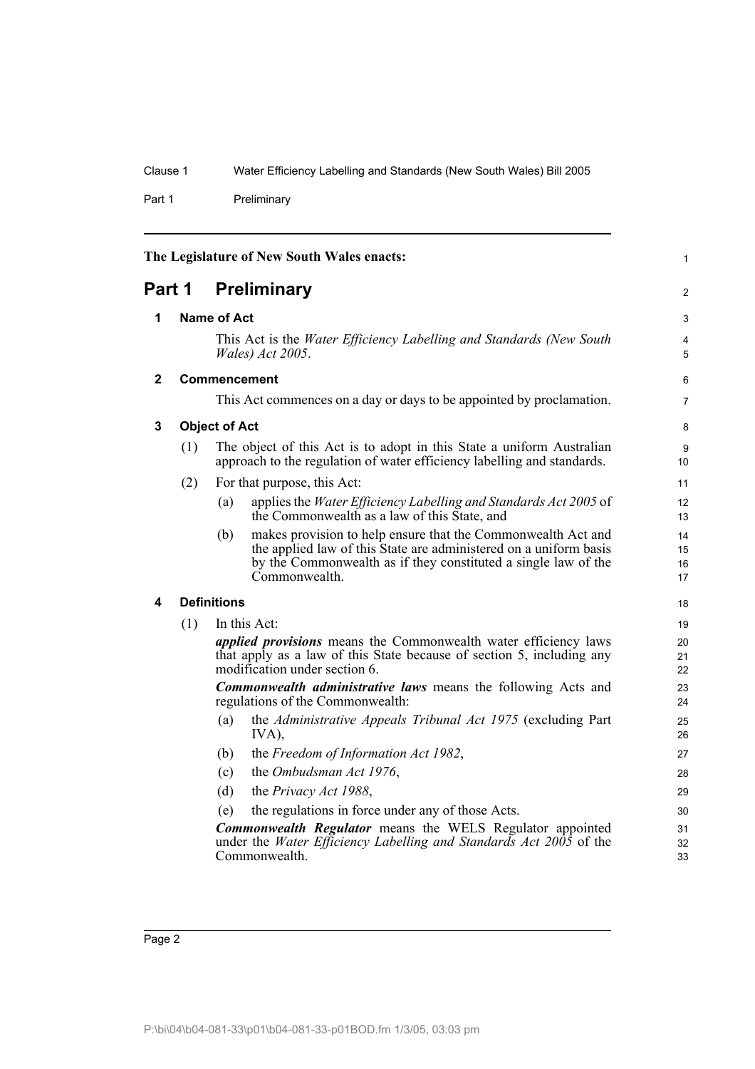The Legislature of New South Wales enacts:

# Part 1 Preliminary

## 1 Name of Act

This Act is the *Water Efficiency Labelling and Standards (New South Wales) Act 2005*.

## 2 Commencement

This Act commences on a day or days to be appointed by proclamation.

## 3 Object of Act

(1) The object of this Act is to adopt in this State a uniform Australian approach to the regulation of water efficiency labelling and standards.

(2) For that purpose, this Act:

(a) applies the *Water Efficiency Labelling and Standards Act 2005* of the Commonwealth as a law of this State, and

(b) makes provision to help ensure that the Commonwealth Act and the applied law of this State are administered on a uniform basis by the Commonwealth as if they constituted a single law of the Commonwealth.

## 4 Definitions

(1) In this Act:

***applied provisions*** means the Commonwealth water efficiency laws that apply as a law of this State because of section 5, including any modification under section 6.

***Commonwealth administrative laws*** means the following Acts and regulations of the Commonwealth:

(a) the *Administrative Appeals Tribunal Act 1975* (excluding Part IVA),

(b) the *Freedom of Information Act 1982*,

(c) the *Ombudsman Act 1976*,

(d) the *Privacy Act 1988*,

(e) the regulations in force under any of those Acts.

***Commonwealth Regulator*** means the WELS Regulator appointed under the *Water Efficiency Labelling and Standards Act 2005* of the Commonwealth.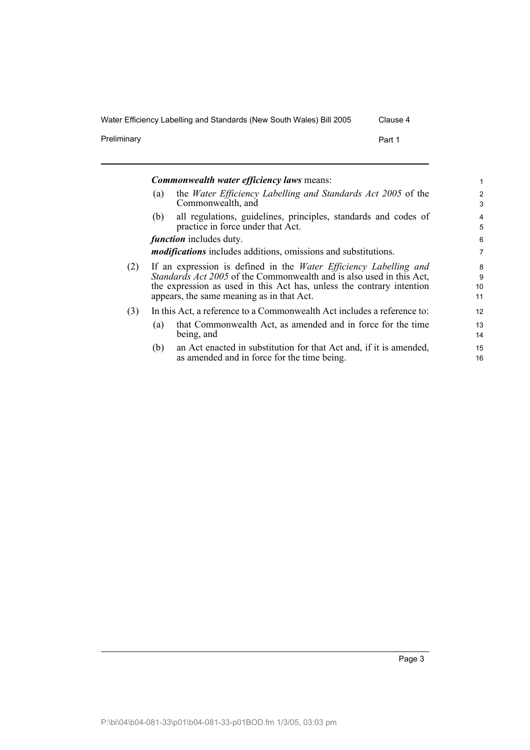***Commonwealth water efficiency laws*** means:

(a) the *Water Efficiency Labelling and Standards Act 2005* of the Commonwealth, and

(b) all regulations, guidelines, principles, standards and codes of practice in force under that Act.

***function*** includes duty.

***modifications*** includes additions, omissions and substitutions.

(2) If an expression is defined in the *Water Efficiency Labelling and Standards Act 2005* of the Commonwealth and is also used in this Act, the expression as used in this Act has, unless the contrary intention appears, the same meaning as in that Act.

(3) In this Act, a reference to a Commonwealth Act includes a reference to:

(a) that Commonwealth Act, as amended and in force for the time being, and

(b) an Act enacted in substitution for that Act and, if it is amended, as amended and in force for the time being.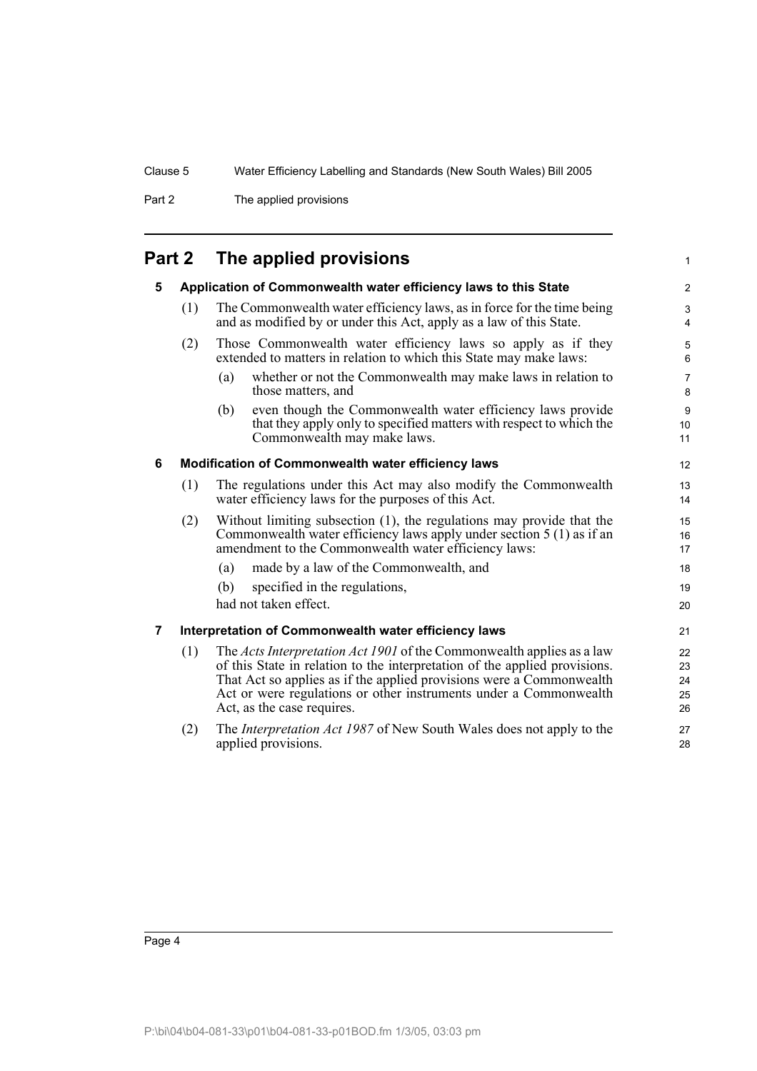## Part 2 The applied provisions

### 5 Application of Commonwealth water efficiency laws to this State

(1) The Commonwealth water efficiency laws, as in force for the time being and as modified by or under this Act, apply as a law of this State.

(2) Those Commonwealth water efficiency laws so apply as if they extended to matters in relation to which this State may make laws:

  (a) whether or not the Commonwealth may make laws in relation to those matters, and

  (b) even though the Commonwealth water efficiency laws provide that they apply only to specified matters with respect to which the Commonwealth may make laws.

### 6 Modification of Commonwealth water efficiency laws

(1) The regulations under this Act may also modify the Commonwealth water efficiency laws for the purposes of this Act.

(2) Without limiting subsection (1), the regulations may provide that the Commonwealth water efficiency laws apply under section 5 (1) as if an amendment to the Commonwealth water efficiency laws:

  (a) made by a law of the Commonwealth, and

  (b) specified in the regulations,

had not taken effect.

### 7 Interpretation of Commonwealth water efficiency laws

(1) The *Acts Interpretation Act 1901* of the Commonwealth applies as a law of this State in relation to the interpretation of the applied provisions. That Act so applies as if the applied provisions were a Commonwealth Act or were regulations or other instruments under a Commonwealth Act, as the case requires.

(2) The *Interpretation Act 1987* of New South Wales does not apply to the applied provisions.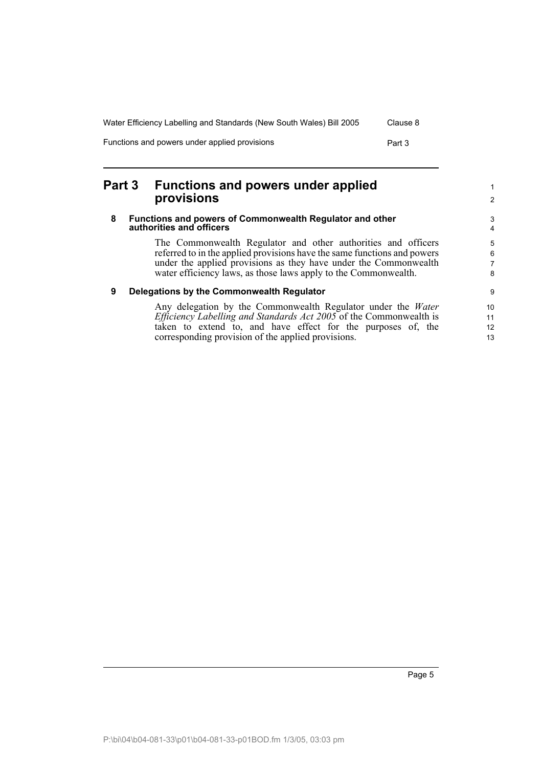# Part 3 Functions and powers under applied provisions

### 8 Functions and powers of Commonwealth Regulator and other authorities and officers

The Commonwealth Regulator and other authorities and officers referred to in the applied provisions have the same functions and powers under the applied provisions as they have under the Commonwealth water efficiency laws, as those laws apply to the Commonwealth.

### 9 Delegations by the Commonwealth Regulator

Any delegation by the Commonwealth Regulator under the *Water Efficiency Labelling and Standards Act 2005* of the Commonwealth is taken to extend to, and have effect for the purposes of, the corresponding provision of the applied provisions.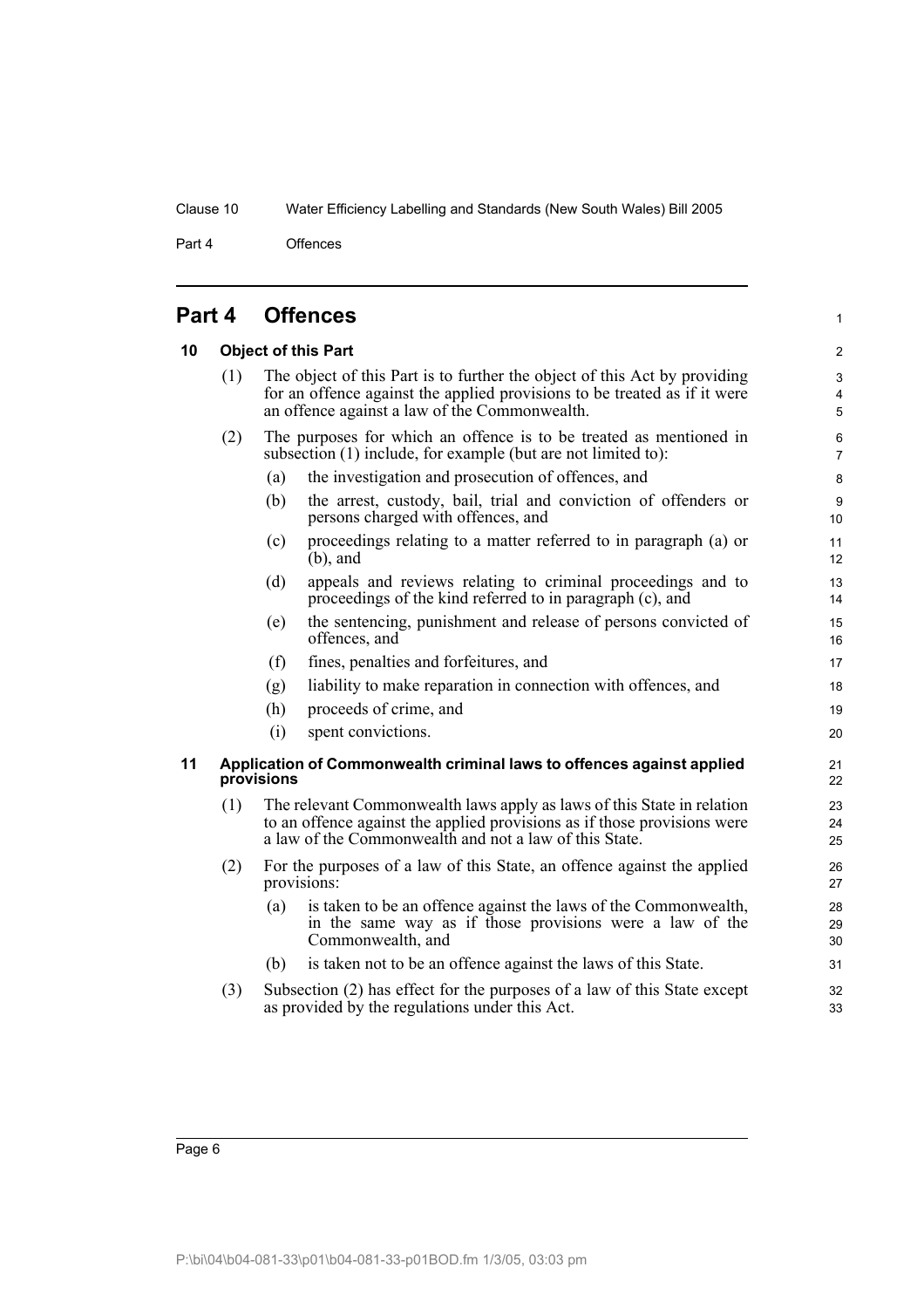## Part 4 Offences

### 10 Object of this Part

(1) The object of this Part is to further the object of this Act by providing for an offence against the applied provisions to be treated as if it were an offence against a law of the Commonwealth.

(2) The purposes for which an offence is to be treated as mentioned in subsection (1) include, for example (but are not limited to):

- (a) the investigation and prosecution of offences, and
- (b) the arrest, custody, bail, trial and conviction of offenders or persons charged with offences, and
- (c) proceedings relating to a matter referred to in paragraph (a) or (b), and
- (d) appeals and reviews relating to criminal proceedings and to proceedings of the kind referred to in paragraph (c), and
- (e) the sentencing, punishment and release of persons convicted of offences, and
- (f) fines, penalties and forfeitures, and
- (g) liability to make reparation in connection with offences, and
- (h) proceeds of crime, and
- (i) spent convictions.

### 11 Application of Commonwealth criminal laws to offences against applied provisions

(1) The relevant Commonwealth laws apply as laws of this State in relation to an offence against the applied provisions as if those provisions were a law of the Commonwealth and not a law of this State.

(2) For the purposes of a law of this State, an offence against the applied provisions:

- (a) is taken to be an offence against the laws of the Commonwealth, in the same way as if those provisions were a law of the Commonwealth, and
- (b) is taken not to be an offence against the laws of this State.

(3) Subsection (2) has effect for the purposes of a law of this State except as provided by the regulations under this Act.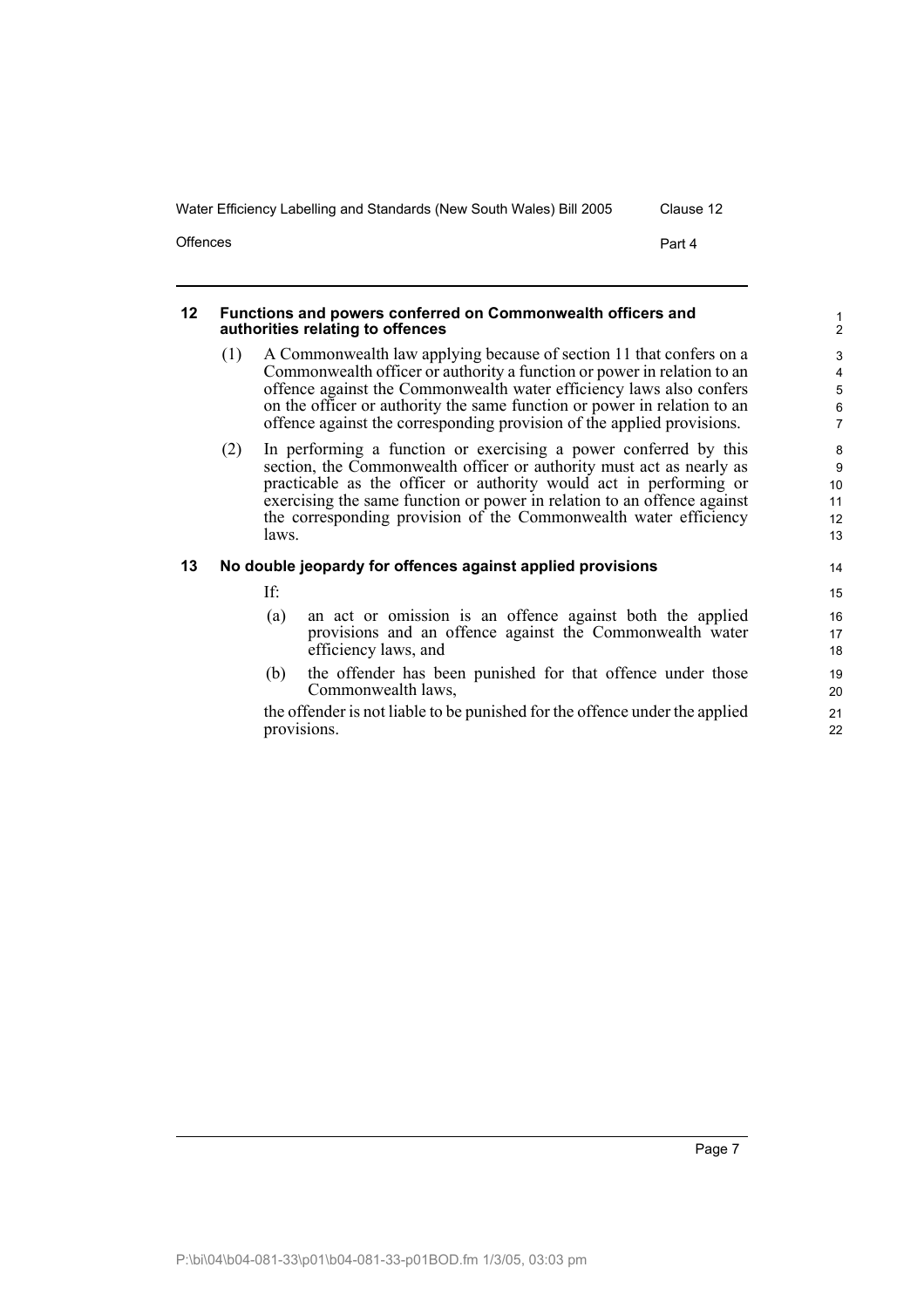## 12 Functions and powers conferred on Commonwealth officers and authorities relating to offences

(1) A Commonwealth law applying because of section 11 that confers on a Commonwealth officer or authority a function or power in relation to an offence against the Commonwealth water efficiency laws also confers on the officer or authority the same function or power in relation to an offence against the corresponding provision of the applied provisions.

(2) In performing a function or exercising a power conferred by this section, the Commonwealth officer or authority must act as nearly as practicable as the officer or authority would act in performing or exercising the same function or power in relation to an offence against the corresponding provision of the Commonwealth water efficiency laws.

## 13 No double jeopardy for offences against applied provisions

If:

(a) an act or omission is an offence against both the applied provisions and an offence against the Commonwealth water efficiency laws, and

(b) the offender has been punished for that offence under those Commonwealth laws,

the offender is not liable to be punished for the offence under the applied provisions.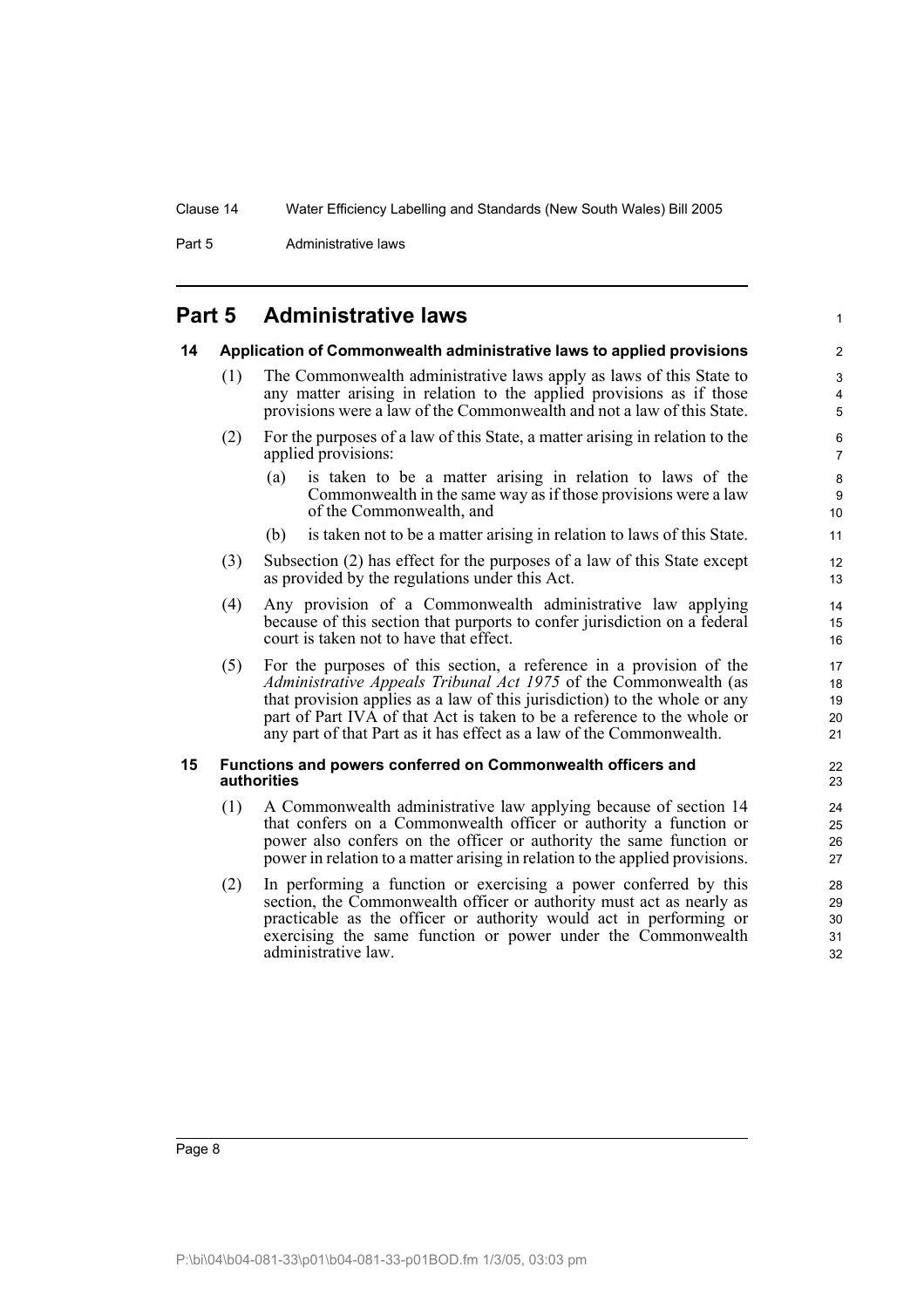# Part 5 Administrative laws

## 14 Application of Commonwealth administrative laws to applied provisions

(1) The Commonwealth administrative laws apply as laws of this State to any matter arising in relation to the applied provisions as if those provisions were a law of the Commonwealth and not a law of this State.

(2) For the purposes of a law of this State, a matter arising in relation to the applied provisions:

- (a) is taken to be a matter arising in relation to laws of the Commonwealth in the same way as if those provisions were a law of the Commonwealth, and
- (b) is taken not to be a matter arising in relation to laws of this State.

(3) Subsection (2) has effect for the purposes of a law of this State except as provided by the regulations under this Act.

(4) Any provision of a Commonwealth administrative law applying because of this section that purports to confer jurisdiction on a federal court is taken not to have that effect.

(5) For the purposes of this section, a reference in a provision of the *Administrative Appeals Tribunal Act 1975* of the Commonwealth (as that provision applies as a law of this jurisdiction) to the whole or any part of Part IVA of that Act is taken to be a reference to the whole or any part of that Part as it has effect as a law of the Commonwealth.

## 15 Functions and powers conferred on Commonwealth officers and authorities

(1) A Commonwealth administrative law applying because of section 14 that confers on a Commonwealth officer or authority a function or power also confers on the officer or authority the same function or power in relation to a matter arising in relation to the applied provisions.

(2) In performing a function or exercising a power conferred by this section, the Commonwealth officer or authority must act as nearly as practicable as the officer or authority would act in performing or exercising the same function or power under the Commonwealth administrative law.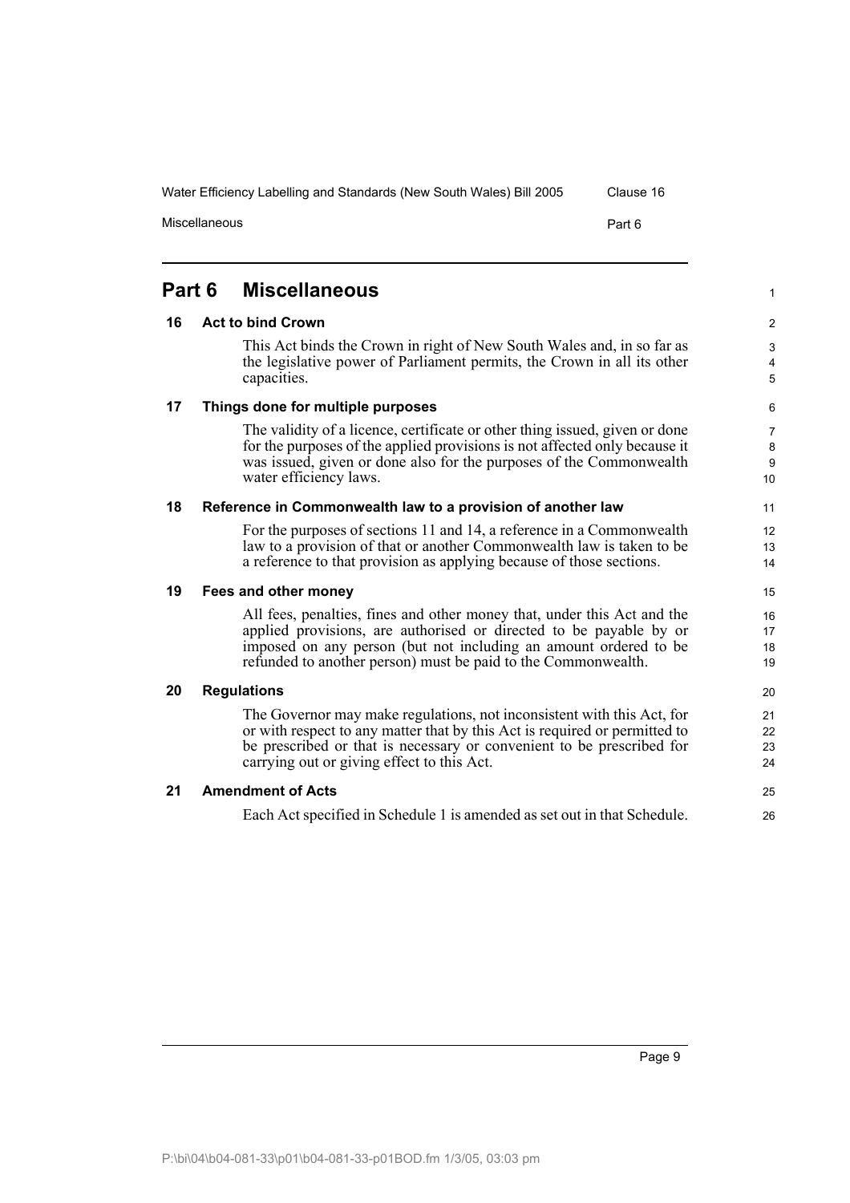## Part 6 Miscellaneous

### 16 Act to bind Crown

This Act binds the Crown in right of New South Wales and, in so far as the legislative power of Parliament permits, the Crown in all its other capacities.

### 17 Things done for multiple purposes

The validity of a licence, certificate or other thing issued, given or done for the purposes of the applied provisions is not affected only because it was issued, given or done also for the purposes of the Commonwealth water efficiency laws.

### 18 Reference in Commonwealth law to a provision of another law

For the purposes of sections 11 and 14, a reference in a Commonwealth law to a provision of that or another Commonwealth law is taken to be a reference to that provision as applying because of those sections.

### 19 Fees and other money

All fees, penalties, fines and other money that, under this Act and the applied provisions, are authorised or directed to be payable by or imposed on any person (but not including an amount ordered to be refunded to another person) must be paid to the Commonwealth.

### 20 Regulations

The Governor may make regulations, not inconsistent with this Act, for or with respect to any matter that by this Act is required or permitted to be prescribed or that is necessary or convenient to be prescribed for carrying out or giving effect to this Act.

### 21 Amendment of Acts

Each Act specified in Schedule 1 is amended as set out in that Schedule.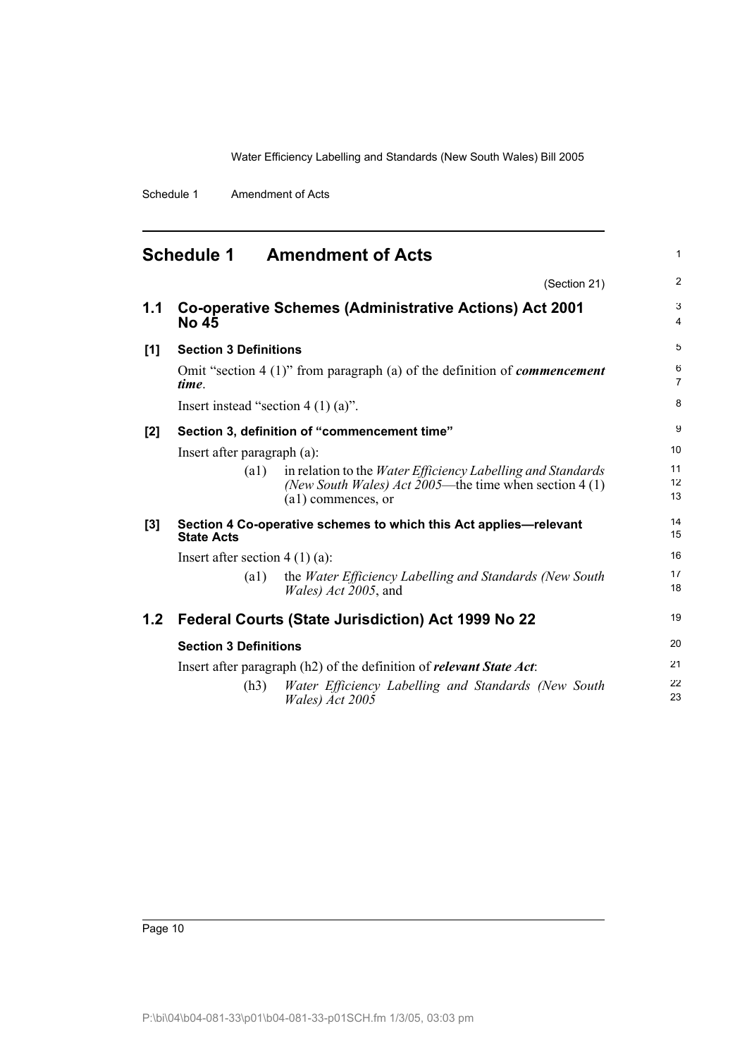# Schedule 1 Amendment of Acts

(Section 21)

## 1.1 Co-operative Schemes (Administrative Actions) Act 2001 No 45

### [1] Section 3 Definitions

Omit "section 4 (1)" from paragraph (a) of the definition of ***commencement time***.

Insert instead "section 4 (1) (a)".

### [2] Section 3, definition of "commencement time"

Insert after paragraph (a):

(a1) in relation to the *Water Efficiency Labelling and Standards (New South Wales) Act 2005*—the time when section 4 (1) (a1) commences, or

### [3] Section 4 Co-operative schemes to which this Act applies—relevant State Acts

Insert after section 4 (1) (a):

(a1) the *Water Efficiency Labelling and Standards (New South Wales) Act 2005*, and

## 1.2 Federal Courts (State Jurisdiction) Act 1999 No 22

### Section 3 Definitions

Insert after paragraph (h2) of the definition of ***relevant State Act***:

(h3) *Water Efficiency Labelling and Standards (New South Wales) Act 2005*